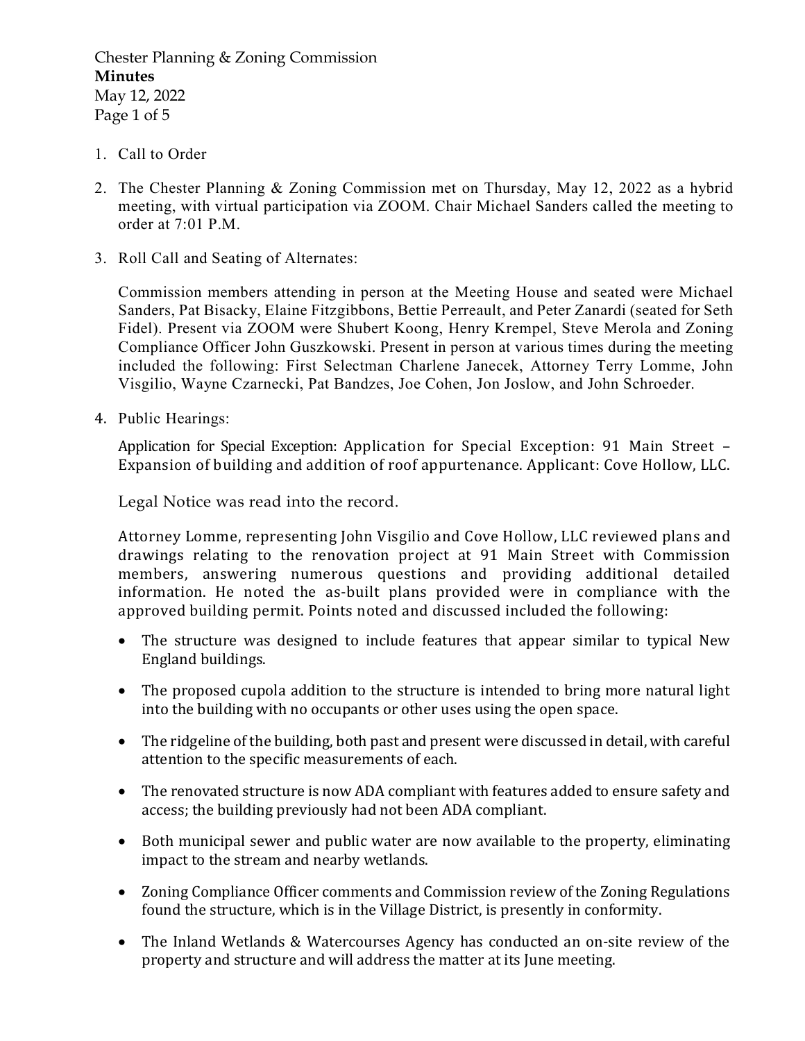Chester Planning & Zoning Commission
**Minutes**
May 12, 2022

1. Call to Order

2. The Chester Planning & Zoning Commission met on Thursday, May 12, 2022 as a hybrid meeting, with virtual participation via ZOOM. Chair Michael Sanders called the meeting to order at 7:01 P.M.

3. Roll Call and Seating of Alternates:

   Commission members attending in person at the Meeting House and seated were Michael Sanders, Pat Bisacky, Elaine Fitzgibbons, Bettie Perreault, and Peter Zanardi (seated for Seth Fidel). Present via ZOOM were Shubert Koong, Henry Krempel, Steve Merola and Zoning Compliance Officer John Guszkowski. Present in person at various times during the meeting included the following: First Selectman Charlene Janecek, Attorney Terry Lomme, John Visgilio, Wayne Czarnecki, Pat Bandzes, Joe Cohen, Jon Joslow, and John Schroeder.

4. Public Hearings:

   Application for Special Exception: Application for Special Exception: 91 Main Street – Expansion of building and addition of roof appurtenance. Applicant: Cove Hollow, LLC.

   Legal Notice was read into the record.

   Attorney Lomme, representing John Visgilio and Cove Hollow, LLC reviewed plans and drawings relating to the renovation project at 91 Main Street with Commission members, answering numerous questions and providing additional detailed information. He noted the as-built plans provided were in compliance with the approved building permit. Points noted and discussed included the following:

   - The structure was designed to include features that appear similar to typical New England buildings.
   - The proposed cupola addition to the structure is intended to bring more natural light into the building with no occupants or other uses using the open space.
   - The ridgeline of the building, both past and present were discussed in detail, with careful attention to the specific measurements of each.
   - The renovated structure is now ADA compliant with features added to ensure safety and access; the building previously had not been ADA compliant.
   - Both municipal sewer and public water are now available to the property, eliminating impact to the stream and nearby wetlands.
   - Zoning Compliance Officer comments and Commission review of the Zoning Regulations found the structure, which is in the Village District, is presently in conformity.
   - The Inland Wetlands & Watercourses Agency has conducted an on-site review of the property and structure and will address the matter at its June meeting.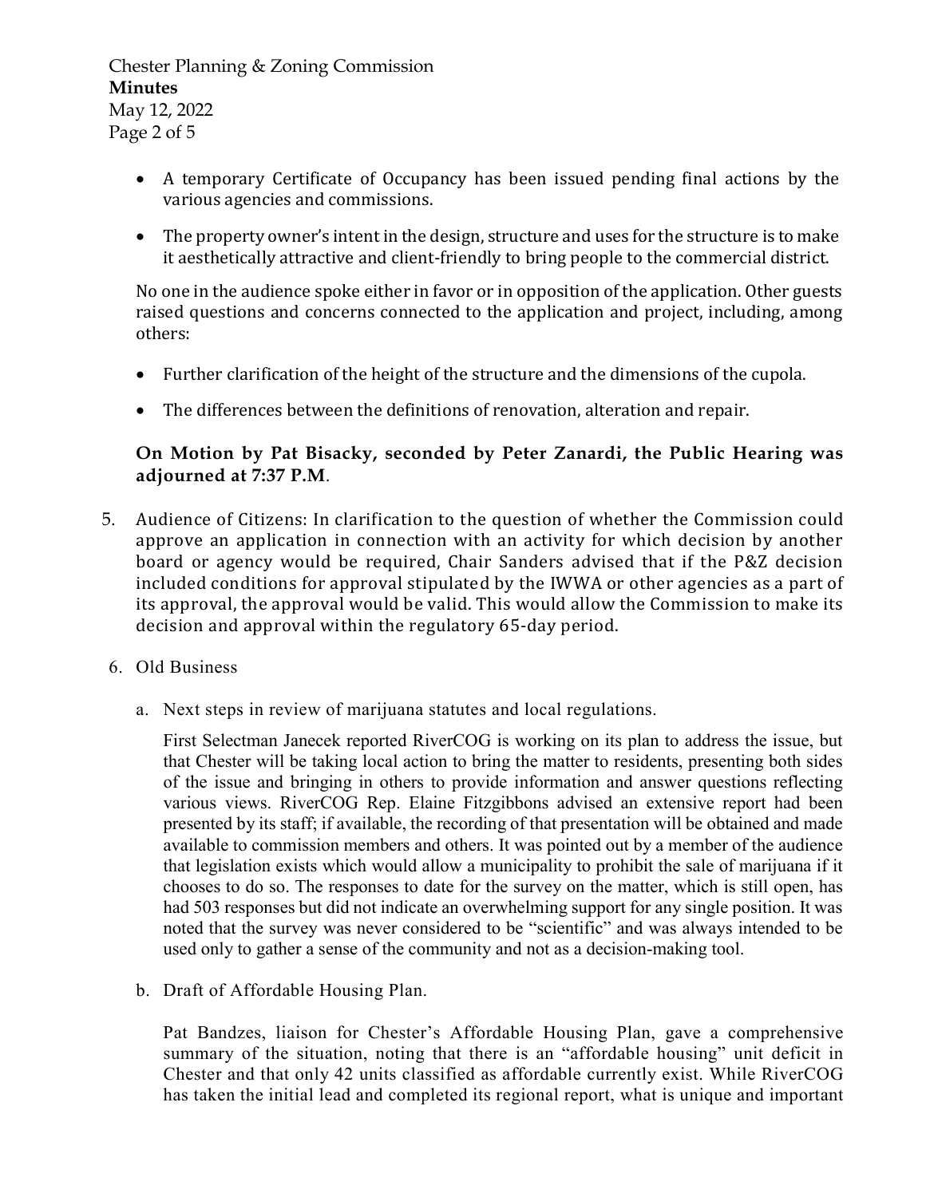- A temporary Certificate of Occupancy has been issued pending final actions by the various agencies and commissions.
- The property owner's intent in the design, structure and uses for the structure is to make it aesthetically attractive and client-friendly to bring people to the commercial district.

No one in the audience spoke either in favor or in opposition of the application. Other guests raised questions and concerns connected to the application and project, including, among others:

- Further clarification of the height of the structure and the dimensions of the cupola.
- The differences between the definitions of renovation, alteration and repair.

**On Motion by Pat Bisacky, seconded by Peter Zanardi, the Public Hearing was adjourned at 7:37 P.M**.

5. Audience of Citizens: In clarification to the question of whether the Commission could approve an application in connection with an activity for which decision by another board or agency would be required, Chair Sanders advised that if the P&Z decision included conditions for approval stipulated by the IWWA or other agencies as a part of its approval, the approval would be valid. This would allow the Commission to make its decision and approval within the regulatory 65-day period.

6. Old Business

   a. Next steps in review of marijuana statutes and local regulations.

   First Selectman Janecek reported RiverCOG is working on its plan to address the issue, but that Chester will be taking local action to bring the matter to residents, presenting both sides of the issue and bringing in others to provide information and answer questions reflecting various views. RiverCOG Rep. Elaine Fitzgibbons advised an extensive report had been presented by its staff; if available, the recording of that presentation will be obtained and made available to commission members and others. It was pointed out by a member of the audience that legislation exists which would allow a municipality to prohibit the sale of marijuana if it chooses to do so. The responses to date for the survey on the matter, which is still open, has had 503 responses but did not indicate an overwhelming support for any single position. It was noted that the survey was never considered to be "scientific" and was always intended to be used only to gather a sense of the community and not as a decision-making tool.

   b. Draft of Affordable Housing Plan.

   Pat Bandzes, liaison for Chester's Affordable Housing Plan, gave a comprehensive summary of the situation, noting that there is an "affordable housing" unit deficit in Chester and that only 42 units classified as affordable currently exist. While RiverCOG has taken the initial lead and completed its regional report, what is unique and important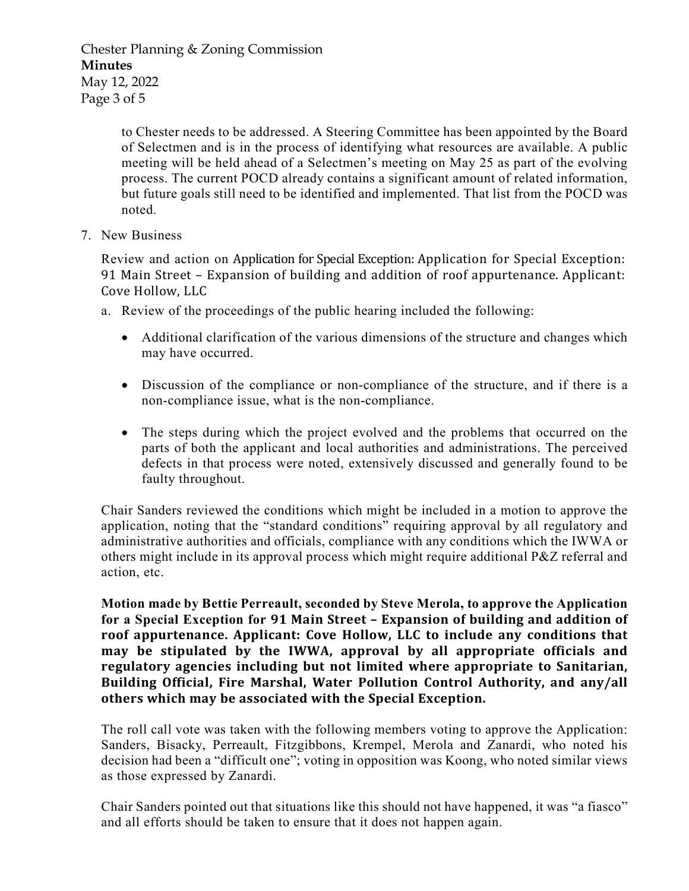to Chester needs to be addressed. A Steering Committee has been appointed by the Board of Selectmen and is in the process of identifying what resources are available. A public meeting will be held ahead of a Selectmen's meeting on May 25 as part of the evolving process. The current POCD already contains a significant amount of related information, but future goals still need to be identified and implemented. That list from the POCD was noted.

7. New Business

   Review and action on Application for Special Exception: Application for Special Exception: 91 Main Street – Expansion of building and addition of roof appurtenance. Applicant: Cove Hollow, LLC

   a. Review of the proceedings of the public hearing included the following:

      - Additional clarification of the various dimensions of the structure and changes which may have occurred.

      - Discussion of the compliance or non-compliance of the structure, and if there is a non-compliance issue, what is the non-compliance.

      - The steps during which the project evolved and the problems that occurred on the parts of both the applicant and local authorities and administrations. The perceived defects in that process were noted, extensively discussed and generally found to be faulty throughout.

   Chair Sanders reviewed the conditions which might be included in a motion to approve the application, noting that the "standard conditions" requiring approval by all regulatory and administrative authorities and officials, compliance with any conditions which the IWWA or others might include in its approval process which might require additional P&Z referral and action, etc.

   **Motion made by Bettie Perreault, seconded by Steve Merola, to approve the Application for a Special Exception for 91 Main Street – Expansion of building and addition of roof appurtenance. Applicant: Cove Hollow, LLC to include any conditions that may be stipulated by the IWWA, approval by all appropriate officials and regulatory agencies including but not limited where appropriate to Sanitarian, Building Official, Fire Marshal, Water Pollution Control Authority, and any/all others which may be associated with the Special Exception.**

   The roll call vote was taken with the following members voting to approve the Application: Sanders, Bisacky, Perreault, Fitzgibbons, Krempel, Merola and Zanardi, who noted his decision had been a "difficult one"; voting in opposition was Koong, who noted similar views as those expressed by Zanardi.

   Chair Sanders pointed out that situations like this should not have happened, it was "a fiasco" and all efforts should be taken to ensure that it does not happen again.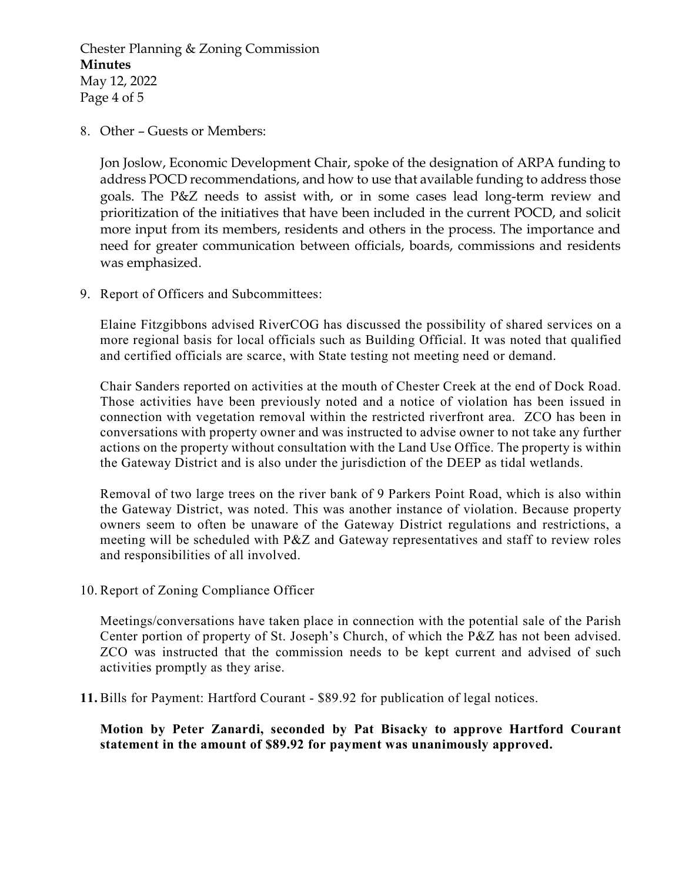8. Other – Guests or Members:

   Jon Joslow, Economic Development Chair, spoke of the designation of ARPA funding to address POCD recommendations, and how to use that available funding to address those goals. The P&Z needs to assist with, or in some cases lead long-term review and prioritization of the initiatives that have been included in the current POCD, and solicit more input from its members, residents and others in the process. The importance and need for greater communication between officials, boards, commissions and residents was emphasized.

9. Report of Officers and Subcommittees:

   Elaine Fitzgibbons advised RiverCOG has discussed the possibility of shared services on a more regional basis for local officials such as Building Official. It was noted that qualified and certified officials are scarce, with State testing not meeting need or demand.

   Chair Sanders reported on activities at the mouth of Chester Creek at the end of Dock Road. Those activities have been previously noted and a notice of violation has been issued in connection with vegetation removal within the restricted riverfront area. ZCO has been in conversations with property owner and was instructed to advise owner to not take any further actions on the property without consultation with the Land Use Office. The property is within the Gateway District and is also under the jurisdiction of the DEEP as tidal wetlands.

   Removal of two large trees on the river bank of 9 Parkers Point Road, which is also within the Gateway District, was noted. This was another instance of violation. Because property owners seem to often be unaware of the Gateway District regulations and restrictions, a meeting will be scheduled with P&Z and Gateway representatives and staff to review roles and responsibilities of all involved.

10. Report of Zoning Compliance Officer

    Meetings/conversations have taken place in connection with the potential sale of the Parish Center portion of property of St. Joseph's Church, of which the P&Z has not been advised. ZCO was instructed that the commission needs to be kept current and advised of such activities promptly as they arise.

**11.** Bills for Payment: Hartford Courant - $89.92 for publication of legal notices.

**Motion by Peter Zanardi, seconded by Pat Bisacky to approve Hartford Courant statement in the amount of $89.92 for payment was unanimously approved.**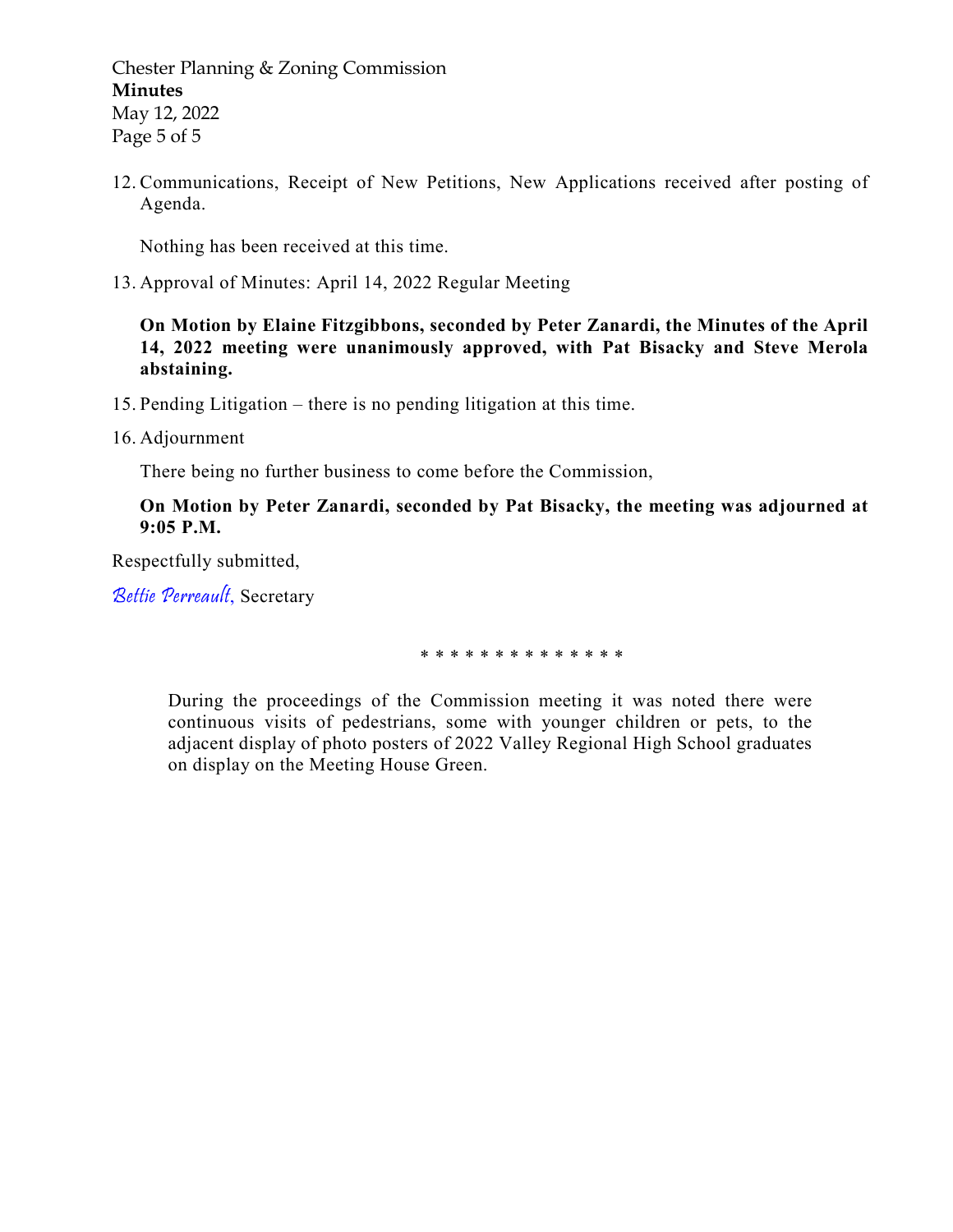12. Communications, Receipt of New Petitions, New Applications received after posting of Agenda.

    Nothing has been received at this time.

13. Approval of Minutes: April 14, 2022 Regular Meeting

    **On Motion by Elaine Fitzgibbons, seconded by Peter Zanardi, the Minutes of the April 14, 2022 meeting were unanimously approved, with Pat Bisacky and Steve Merola abstaining.**

15. Pending Litigation – there is no pending litigation at this time.

16. Adjournment

    There being no further business to come before the Commission,

    **On Motion by Peter Zanardi, seconded by Pat Bisacky, the meeting was adjourned at 9:05 P.M.**

Respectfully submitted,

*Bettie Perreault*, Secretary

* * * * * * * * * * * * * *

During the proceedings of the Commission meeting it was noted there were continuous visits of pedestrians, some with younger children or pets, to the adjacent display of photo posters of 2022 Valley Regional High School graduates on display on the Meeting House Green.